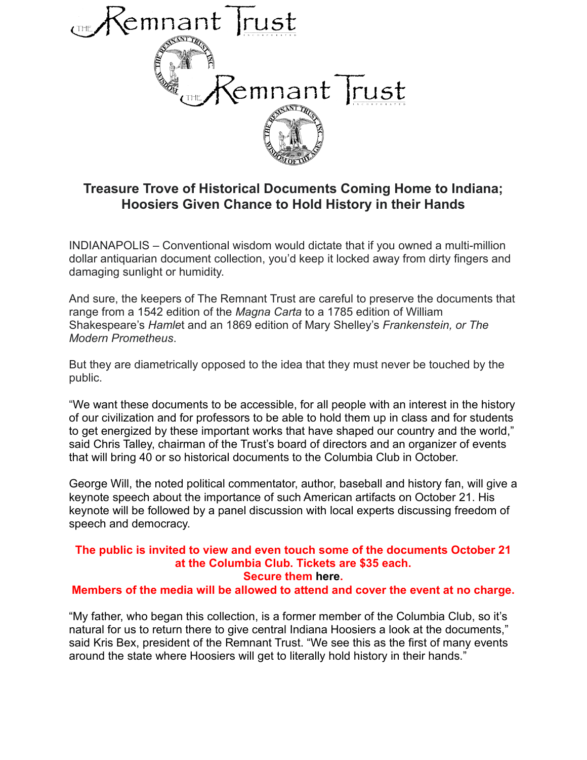# Treasure Trove of Historical Documents Coming Home to Indiana; Hoosiers Given Chance to Hold History in their Hands

INDIANAPOLIS – Conventional wisdom would dictate that if you owned a multi-million dollar antiquarian document collection, you'd keep it locked away from dirty fingers and damaging sunlight or humidity.

And sure, the keepers of The Remnant Trust are careful to preserve the documents that range from a 1542 edition of the *Magna Carta* to a 1785 edition of William Shakespeare's *Hamlet* and an 1869 edition of Mary Shelley's *Frankenstein, or The Modern Prometheus*.

But they are diametrically opposed to the idea that they must never be touched by the public.

"We want these documents to be accessible, for all people with an interest in the history of our civilization and for professors to be able to hold them up in class and for students to get energized by these important works that have shaped our country and the world," said Chris Talley, chairman of the Trust's board of directors and an organizer of events that will bring 40 or so historical documents to the Columbia Club in October.

George Will, the noted political commentator, author, baseball and history fan, will give a keynote speech about the importance of such American artifacts on October 21. His keynote will be followed by a panel discussion with local experts discussing freedom of speech and democracy.

**The public is invited to view and even touch some of the documents October 21 at the Columbia Club. Tickets are $35 each.**
**Secure them here.**
**Members of the media will be allowed to attend and cover the event at no charge.**

"My father, who began this collection, is a former member of the Columbia Club, so it's natural for us to return there to give central Indiana Hoosiers a look at the documents," said Kris Bex, president of the Remnant Trust. "We see this as the first of many events around the state where Hoosiers will get to literally hold history in their hands."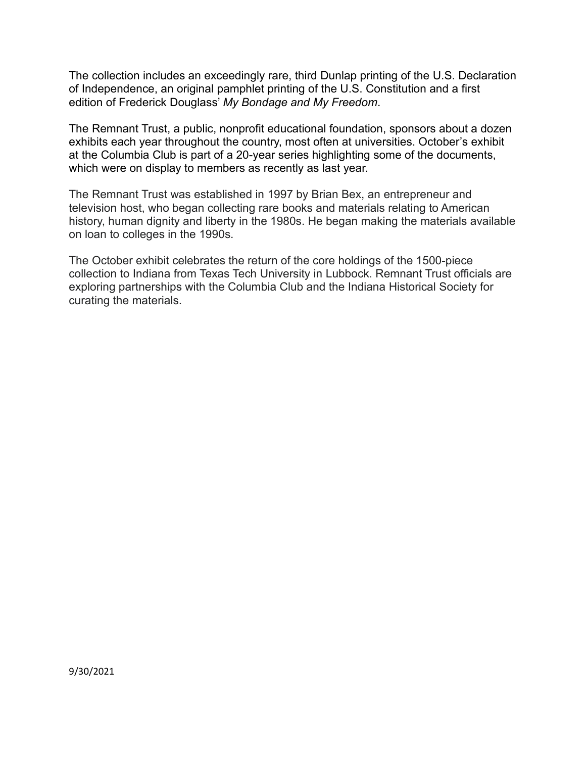The collection includes an exceedingly rare, third Dunlap printing of the U.S. Declaration of Independence, an original pamphlet printing of the U.S. Constitution and a first edition of Frederick Douglass' *My Bondage and My Freedom*.

The Remnant Trust, a public, nonprofit educational foundation, sponsors about a dozen exhibits each year throughout the country, most often at universities. October's exhibit at the Columbia Club is part of a 20-year series highlighting some of the documents, which were on display to members as recently as last year.

The Remnant Trust was established in 1997 by Brian Bex, an entrepreneur and television host, who began collecting rare books and materials relating to American history, human dignity and liberty in the 1980s. He began making the materials available on loan to colleges in the 1990s.

The October exhibit celebrates the return of the core holdings of the 1500-piece collection to Indiana from Texas Tech University in Lubbock. Remnant Trust officials are exploring partnerships with the Columbia Club and the Indiana Historical Society for curating the materials.

9/30/2021